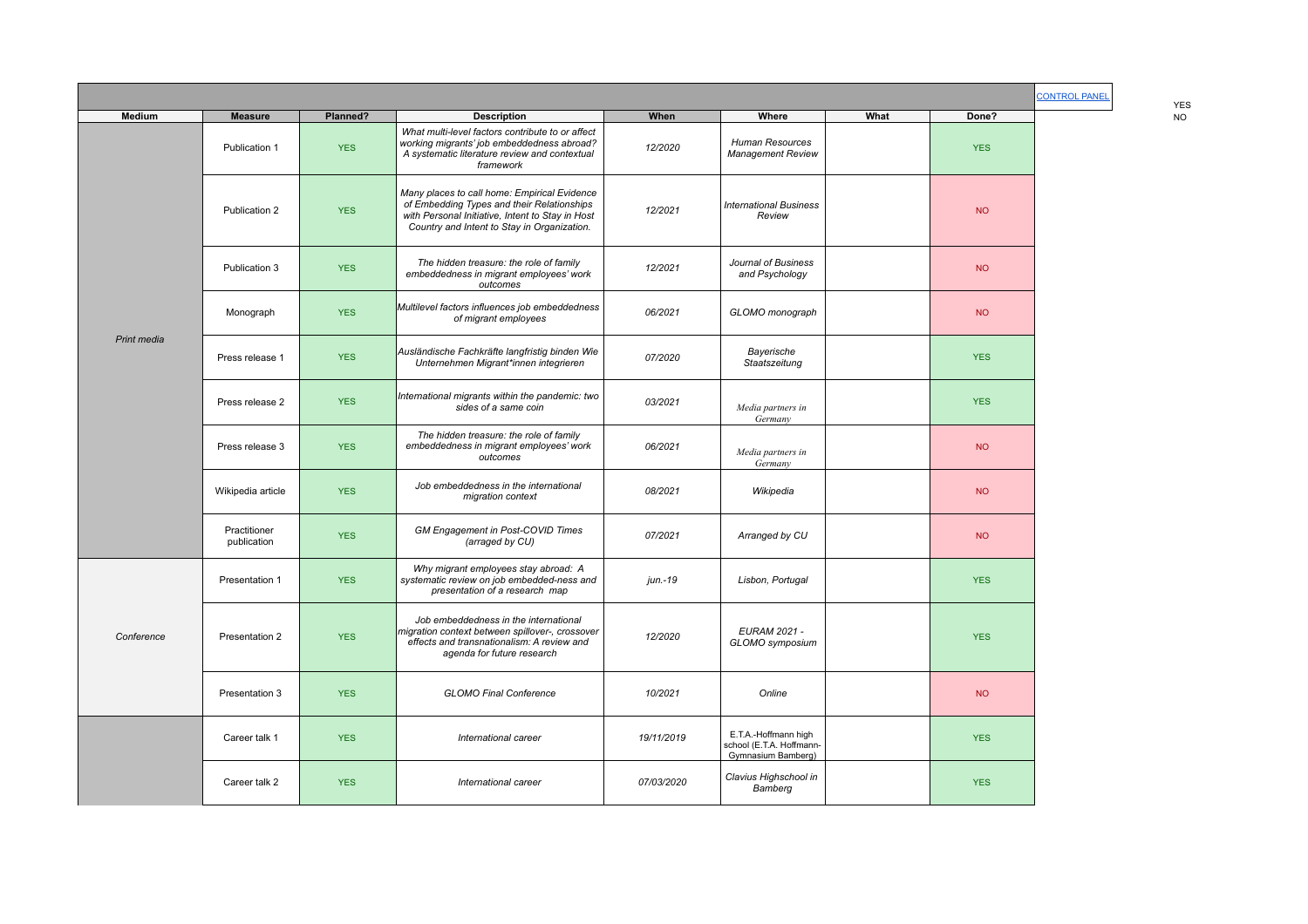| Medium | Measure | Planned? | Description | When | Where | What | Done? |
|---|---|---|---|---|---|---|---|
| *Print media* | Publication 1 | YES | *What multi-level factors contribute to or affect working migrants' job embeddedness abroad? A systematic literature review and contextual framework* | *12/2020* | *Human Resources Management Review* | | YES |
| | Publication 2 | YES | *Many places to call home: Empirical Evidence of Embedding Types and their Relationships with Personal Initiative, Intent to Stay in Host Country and Intent to Stay in Organization.* | *12/2021* | *International Business Review* | | NO |
| | Publication 3 | YES | *The hidden treasure: the role of family embeddedness in migrant employees' work outcomes* | *12/2021* | *Journal of Business and Psychology* | | NO |
| | Monograph | YES | *Multilevel factors influences job embeddedness of migrant employees* | *06/2021* | *GLOMO monograph* | | NO |
| | Press release 1 | YES | *Ausländische Fachkräfte langfristig binden Wie Unternehmen Migrant\*innen integrieren* | *07/2020* | *Bayerische Staatszeitung* | | YES |
| | Press release 2 | YES | *International migrants within the pandemic: two sides of a same coin* | *03/2021* | *Media partners in Germany* | | YES |
| | Press release 3 | YES | *The hidden treasure: the role of family embeddedness in migrant employees' work outcomes* | *06/2021* | *Media partners in Germany* | | NO |
| | Wikipedia article | YES | *Job embeddedness in the international migration context* | *08/2021* | *Wikipedia* | | NO |
| | Practitioner publication | YES | *GM Engagement in Post-COVID Times (arraged by CU)* | *07/2021* | *Arranged by CU* | | NO |
| *Conference* | Presentation 1 | YES | *Why migrant employees stay abroad: A systematic review on job embedded-ness and presentation of a research map* | *jun.-19* | *Lisbon, Portugal* | | YES |
| | Presentation 2 | YES | *Job embeddedness in the international migration context between spillover-, crossover effects and transnationalism: A review and agenda for future research* | *12/2020* | *EURAM 2021 - GLOMO symposium* | | YES |
| | Presentation 3 | YES | *GLOMO Final Conference* | *10/2021* | *Online* | | NO |
| | Career talk 1 | YES | *International career* | *19/11/2019* | E.T.A.-Hoffmann high school (E.T.A. Hoffmann-Gymnasium Bamberg) | | YES |
| | Career talk 2 | YES | *International career* | *07/03/2020* | *Clavius Highschool in Bamberg* | | YES |

CONTROL PANEL

YES
NO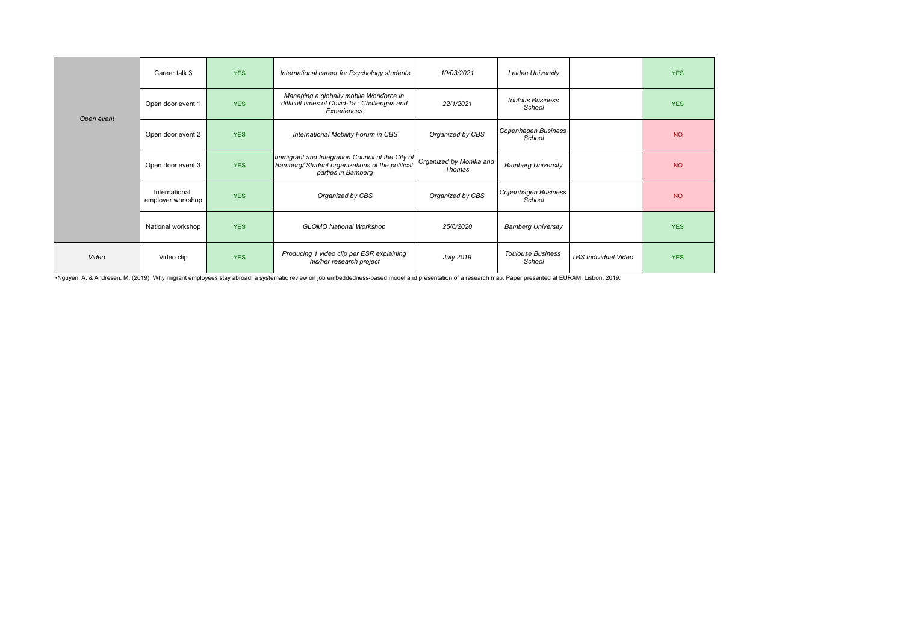| | | | | | | | |
|---|---|---|---|---|---|---|---|
| *Open event* | Career talk 3 | YES | *International career for Psychology students* | *10/03/2021* | *Leiden University* | | YES |
| | Open door event 1 | YES | *Managing a globally mobile Workforce in difficult times of Covid-19 : Challenges and Experiences.* | *22/1/2021* | *Toulous Business School* | | YES |
| | Open door event 2 | YES | *International Mobility Forum in CBS* | *Organized by CBS* | *Copenhagen Business School* | | NO |
| | Open door event 3 | YES | *Immigrant and Integration Council of the City of Bamberg/ Student organizations of the political parties in Bamberg* | *Organized by Monika and Thomas* | *Bamberg University* | | NO |
| | International employer workshop | YES | *Organized by CBS* | *Organized by CBS* | *Copenhagen Business School* | | NO |
| | National workshop | YES | *GLOMO National Workshop* | *25/6/2020* | *Bamberg University* | | YES |
| *Video* | Video clip | YES | *Producing 1 video clip per ESR explaining his/her research project* | *July 2019* | *Toulouse Business School* | *TBS Individual Video* | YES |

*Nguyen, A. & Andresen, M. (2019), Why migrant employees stay abroad: a systematic review on job embeddedness-based model and presentation of a research map, Paper presented at EURAM, Lisbon, 2019.